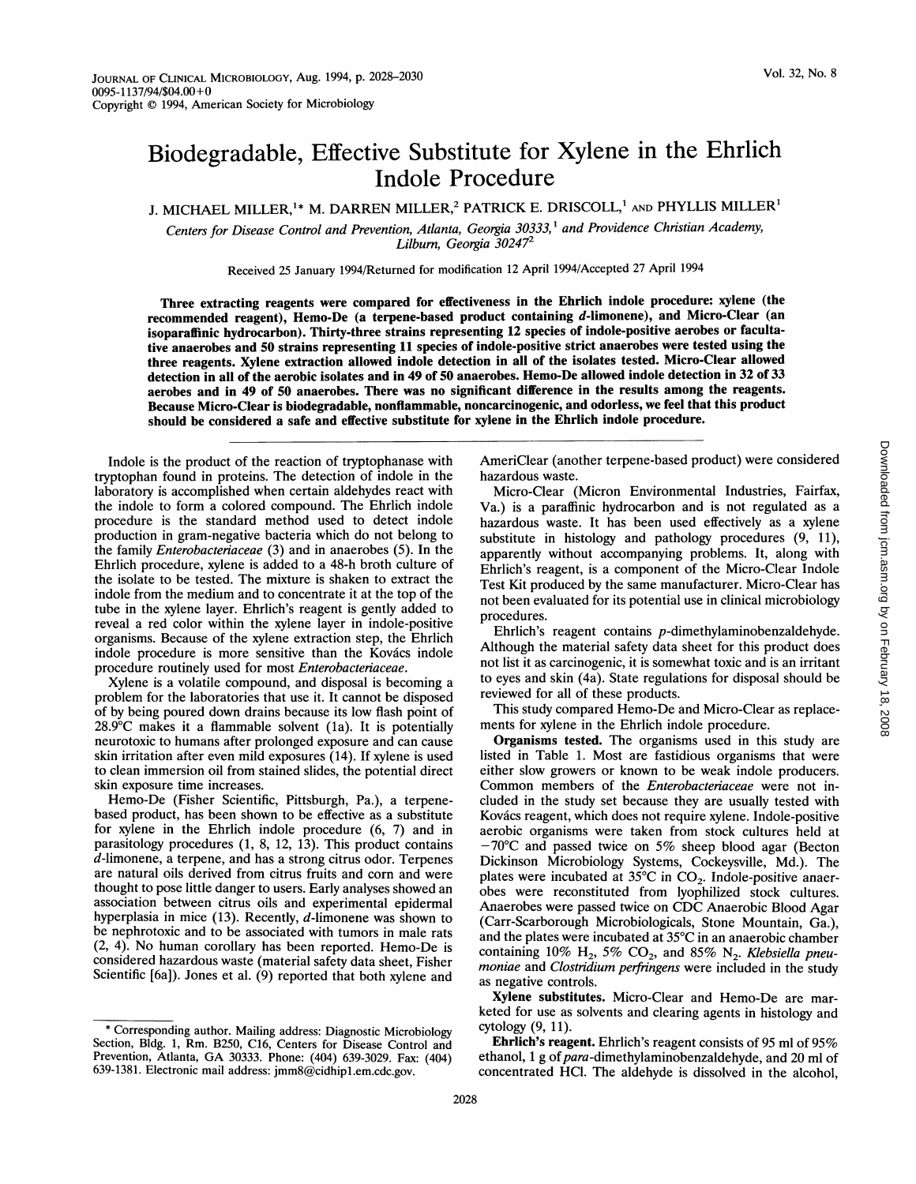# Biodegradable, Effective Substitute for Xylene in the Ehrlich Indole Procedure

J. MICHAEL MILLER,[1*] M. DARREN MILLER,[2] PATRICK E. DRISCOLL,[1] AND PHYLLIS MILLER[1]

*Centers for Disease Control and Prevention, Atlanta, Georgia 30333,[1] and Providence Christian Academy, Lilburn, Georgia 30247[2]*

Received 25 January 1994/Returned for modification 12 April 1994/Accepted 27 April 1994

**Three extracting reagents were compared for effectiveness in the Ehrlich indole procedure: xylene (the recommended reagent), Hemo-De (a terpene-based product containing *d*-limonene), and Micro-Clear (an isoparaffinic hydrocarbon). Thirty-three strains representing 12 species of indole-positive aerobes or facultative anaerobes and 50 strains representing 11 species of indole-positive strict anaerobes were tested using the three reagents. Xylene extraction allowed indole detection in all of the isolates tested. Micro-Clear allowed detection in all of the aerobic isolates and in 49 of 50 anaerobes. Hemo-De allowed indole detection in 32 of 33 aerobes and in 49 of 50 anaerobes. There was no significant difference in the results among the reagents. Because Micro-Clear is biodegradable, nonflammable, noncarcinogenic, and odorless, we feel that this product should be considered a safe and effective substitute for xylene in the Ehrlich indole procedure.**

Indole is the product of the reaction of tryptophanase with tryptophan found in proteins. The detection of indole in the laboratory is accomplished when certain aldehydes react with the indole to form a colored compound. The Ehrlich indole procedure is the standard method used to detect indole production in gram-negative bacteria which do not belong to the family *Enterobacteriaceae* (3) and in anaerobes (5). In the Ehrlich procedure, xylene is added to a 48-h broth culture of the isolate to be tested. The mixture is shaken to extract the indole from the medium and to concentrate it at the top of the tube in the xylene layer. Ehrlich's reagent is gently added to reveal a red color within the xylene layer in indole-positive organisms. Because of the xylene extraction step, the Ehrlich indole procedure is more sensitive than the Kovács indole procedure routinely used for most *Enterobacteriaceae*.

Xylene is a volatile compound, and disposal is becoming a problem for the laboratories that use it. It cannot be disposed of by being poured down drains because its low flash point of 28.9°C makes it a flammable solvent (1a). It is potentially neurotoxic to humans after prolonged exposure and can cause skin irritation after even mild exposures (14). If xylene is used to clean immersion oil from stained slides, the potential direct skin exposure time increases.

Hemo-De (Fisher Scientific, Pittsburgh, Pa.), a terpene-based product, has been shown to be effective as a substitute for xylene in the Ehrlich indole procedure (6, 7) and in parasitology procedures (1, 8, 12, 13). This product contains *d*-limonene, a terpene, and has a strong citrus odor. Terpenes are natural oils derived from citrus fruits and corn and were thought to pose little danger to users. Early analyses showed an association between citrus oils and experimental epidermal hyperplasia in mice (13). Recently, *d*-limonene was shown to be nephrotoxic and to be associated with tumors in male rats (2, 4). No human corollary has been reported. Hemo-De is considered hazardous waste (material safety data sheet, Fisher Scientific [6a]). Jones et al. (9) reported that both xylene and AmeriClear (another terpene-based product) were considered hazardous waste.

Micro-Clear (Micron Environmental Industries, Fairfax, Va.) is a paraffinic hydrocarbon and is not regulated as a hazardous waste. It has been used effectively as a xylene substitute in histology and pathology procedures (9, 11), apparently without accompanying problems. It, along with Ehrlich's reagent, is a component of the Micro-Clear Indole Test Kit produced by the same manufacturer. Micro-Clear has not been evaluated for its potential use in clinical microbiology procedures.

Ehrlich's reagent contains *p*-dimethylaminobenzaldehyde. Although the material safety data sheet for this product does not list it as carcinogenic, it is somewhat toxic and is an irritant to eyes and skin (4a). State regulations for disposal should be reviewed for all of these products.

This study compared Hemo-De and Micro-Clear as replacements for xylene in the Ehrlich indole procedure.

**Organisms tested.** The organisms used in this study are listed in Table 1. Most are fastidious organisms that were either slow growers or known to be weak indole producers. Common members of the *Enterobacteriaceae* were not included in the study set because they are usually tested with Kovács reagent, which does not require xylene. Indole-positive aerobic organisms were taken from stock cultures held at −70°C and passed twice on 5% sheep blood agar (Becton Dickinson Microbiology Systems, Cockeysville, Md.). The plates were incubated at 35°C in $CO_2$. Indole-positive anaerobes were reconstituted from lyophilized stock cultures. Anaerobes were passed twice on CDC Anaerobic Blood Agar (Carr-Scarborough Microbiologicals, Stone Mountain, Ga.), and the plates were incubated at 35°C in an anaerobic chamber containing 10% $H_2$, 5% $CO_2$, and 85% $N_2$. *Klebsiella pneumoniae* and *Clostridium perfringens* were included in the study as negative controls.

**Xylene substitutes.** Micro-Clear and Hemo-De are marketed for use as solvents and clearing agents in histology and cytology (9, 11).

**Ehrlich's reagent.** Ehrlich's reagent consists of 95 ml of 95% ethanol, 1 g of *para*-dimethylaminobenzaldehyde, and 20 ml of concentrated HCl. The aldehyde is dissolved in the alcohol,

\* Corresponding author. Mailing address: Diagnostic Microbiology Section, Bldg. 1, Rm. B250, C16, Centers for Disease Control and Prevention, Atlanta, GA 30333. Phone: (404) 639-3029. Fax: (404) 639-1381. Electronic mail address: jmm8@cidhip1.em.cdc.gov.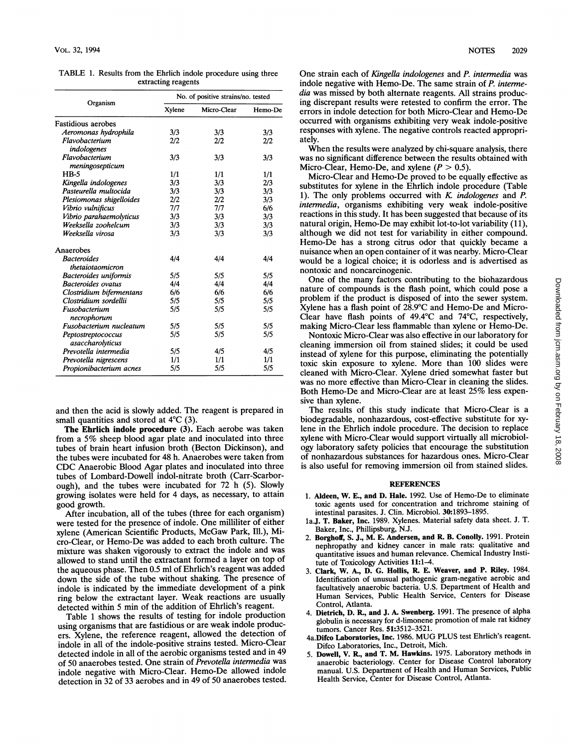TABLE 1. Results from the Ehrlich indole procedure using three extracting reagents

| Organism | No. of positive strains/no. tested | | |
|---|---|---|---|
| | Xylene | Micro-Clear | Hemo-De |
| Fastidious aerobes | | | |
| *Aeromonas hydrophila* | 3/3 | 3/3 | 3/3 |
| *Flavobacterium indologenes* | 2/2 | 2/2 | 2/2 |
| *Flavobacterium meningosepticum* | 3/3 | 3/3 | 3/3 |
| HB-5 | 1/1 | 1/1 | 1/1 |
| *Kingella indologenes* | 3/3 | 3/3 | 2/3 |
| *Pasteurella multocida* | 3/3 | 3/3 | 3/3 |
| *Plesiomonas shigelloides* | 2/2 | 2/2 | 3/3 |
| *Vibrio vulnificus* | 7/7 | 7/7 | 6/6 |
| *Vibrio parahaemolyticus* | 3/3 | 3/3 | 3/3 |
| *Weeksella zoohelcum* | 3/3 | 3/3 | 3/3 |
| *Weeksella virosa* | 3/3 | 3/3 | 3/3 |
| Anaerobes | | | |
| *Bacteroides thetaiotaomicron* | 4/4 | 4/4 | 4/4 |
| *Bacteroides uniformis* | 5/5 | 5/5 | 5/5 |
| *Bacteroides ovatus* | 4/4 | 4/4 | 4/4 |
| *Clostridium bifermentans* | 6/6 | 6/6 | 6/6 |
| *Clostridium sordellii* | 5/5 | 5/5 | 5/5 |
| *Fusobacterium necrophorum* | 5/5 | 5/5 | 5/5 |
| *Fusobacterium nucleatum* | 5/5 | 5/5 | 5/5 |
| *Peptostreptococcus asaccharolyticus* | 5/5 | 5/5 | 5/5 |
| *Prevotella intermedia* | 5/5 | 4/5 | 4/5 |
| *Prevotella nigrescens* | 1/1 | 1/1 | 1/1 |
| *Propionibacterium acnes* | 5/5 | 5/5 | 5/5 |

and then the acid is slowly added. The reagent is prepared in small quantities and stored at 4°C (3).

**The Ehrlich indole procedure (3).** Each aerobe was taken from a 5% sheep blood agar plate and inoculated into three tubes of brain heart infusion broth (Becton Dickinson), and the tubes were incubated for 48 h. Anaerobes were taken from CDC Anaerobic Blood Agar plates and inoculated into three tubes of Lombard-Dowell indol-nitrate broth (Carr-Scarborough), and the tubes were incubated for 72 h (5). Slowly growing isolates were held for 4 days, as necessary, to attain good growth.

After incubation, all of the tubes (three for each organism) were tested for the presence of indole. One milliliter of either xylene (American Scientific Products, McGaw Park, Ill.), Micro-Clear, or Hemo-De was added to each broth culture. The mixture was shaken vigorously to extract the indole and was allowed to stand until the extractant formed a layer on top of the aqueous phase. Then 0.5 ml of Ehrlich's reagent was added down the side of the tube without shaking. The presence of indole is indicated by the immediate development of a pink ring below the extractant layer. Weak reactions are usually detected within 5 min of the addition of Ehrlich's reagent.

Table 1 shows the results of testing for indole production using organisms that are fastidious or are weak indole producers. Xylene, the reference reagent, allowed the detection of indole in all of the indole-positive strains tested. Micro-Clear detected indole in all of the aerobic organisms tested and in 49 of 50 anaerobes tested. One strain of *Prevotella intermedia* was indole negative with Micro-Clear. Hemo-De allowed indole detection in 32 of 33 aerobes and in 49 of 50 anaerobes tested. One strain each of *Kingella indologenes* and *P. intermedia* was indole negative with Hemo-De. The same strain of *P. intermedia* was missed by both alternate reagents. All strains producing discrepant results were retested to confirm the error. The errors in indole detection for both Micro-Clear and Hemo-De occurred with organisms exhibiting very weak indole-positive responses with xylene. The negative controls reacted appropriately.

When the results were analyzed by chi-square analysis, there was no significant difference between the results obtained with Micro-Clear, Hemo-De, and xylene ($P > 0.5$).

Micro-Clear and Hemo-De proved to be equally effective as substitutes for xylene in the Ehrlich indole procedure (Table 1). The only problems occurred with *K. indologenes* and *P. intermedia*, organisms exhibiting very weak indole-positive reactions in this study. It has been suggested that because of its natural origin, Hemo-De may exhibit lot-to-lot variability (11), although we did not test for variability in either compound. Hemo-De has a strong citrus odor that quickly became a nuisance when an open container of it was nearby. Micro-Clear would be a logical choice; it is odorless and is advertised as nontoxic and noncarcinogenic.

One of the many factors contributing to the biohazardous nature of compounds is the flash point, which could pose a problem if the product is disposed of into the sewer system. Xylene has a flash point of 28.9°C and Hemo-De and Micro-Clear have flash points of 49.4°C and 74°C, respectively, making Micro-Clear less flammable than xylene or Hemo-De.

Nontoxic Micro-Clear was also effective in our laboratory for cleaning immersion oil from stained slides; it could be used instead of xylene for this purpose, eliminating the potentially toxic skin exposure to xylene. More than 100 slides were cleaned with Micro-Clear. Xylene dried somewhat faster but was no more effective than Micro-Clear in cleaning the slides. Both Hemo-De and Micro-Clear are at least 25% less expensive than xylene.

The results of this study indicate that Micro-Clear is a biodegradable, nonhazardous, cost-effective substitute for xylene in the Ehrlich indole procedure. The decision to replace xylene with Micro-Clear would support virtually all microbiology laboratory safety policies that encourage the substitution of nonhazardous substances for hazardous ones. Micro-Clear is also useful for removing immersion oil from stained slides.

## REFERENCES

1. **Aldeen, W. E., and D. Hale.** 1992. Use of Hemo-De to eliminate toxic agents used for concentration and trichrome staining of intestinal parasites. J. Clin. Microbiol. **30:**1893–1895.

1a. **J. T. Baker, Inc.** 1989. Xylenes. Material safety data sheet. J. T. Baker, Inc., Phillipsburg, N.J.

2. **Borghoff, S. J., M. E. Andersen, and R. B. Conolly.** 1991. Protein nephropathy and kidney cancer in male rats: qualitative and quantitative issues and human relevance. Chemical Industry Institute of Toxicology Activities **11:**1–4.

3. **Clark, W. A., D. G. Hollis, R. E. Weaver, and P. Riley.** 1984. Identification of unusual pathogenic gram-negative aerobic and facultatively anaerobic bacteria. U.S. Department of Health and Human Services, Public Health Service, Centers for Disease Control, Atlanta.

4. **Dietrich, D. R., and J. A. Swenberg.** 1991. The presence of alpha globulin is necessary for d-limonene promotion of male rat kidney tumors. Cancer Res. **51:**3512–3521.

4a. **Difco Laboratories, Inc.** 1986. MUG PLUS test Ehrlich's reagent. Difco Laboratories, Inc., Detroit, Mich.

5. **Dowell, V. R., and T. M. Hawkins.** 1975. Laboratory methods in anaerobic bacteriology. Center for Disease Control laboratory manual. U.S. Department of Health and Human Services, Public Health Service, Center for Disease Control, Atlanta.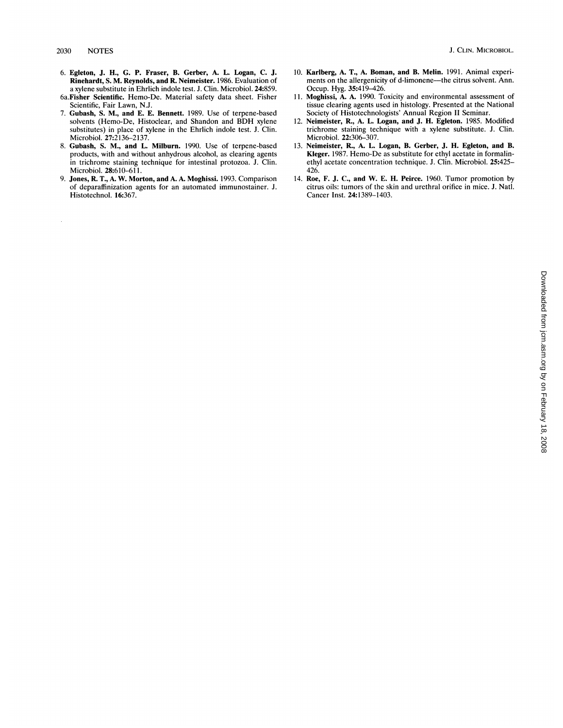6. **Egleton, J. H., G. P. Fraser, B. Gerber, A. L. Logan, C. J. Rinehardt, S. M. Reynolds, and R. Neimeister.** 1986. Evaluation of a xylene substitute in Ehrlich indole test. J. Clin. Microbiol. **24:**859.

6a. **Fisher Scientific.** Hemo-De. Material safety data sheet. Fisher Scientific, Fair Lawn, N.J.

7. **Gubash, S. M., and E. E. Bennett.** 1989. Use of terpene-based solvents (Hemo-De, Histoclear, and Shandon and BDH xylene substitutes) in place of xylene in the Ehrlich indole test. J. Clin. Microbiol. **27:**2136–2137.

8. **Gubash, S. M., and L. Milburn.** 1990. Use of terpene-based products, with and without anhydrous alcohol, as clearing agents in trichrome staining technique for intestinal protozoa. J. Clin. Microbiol. **28:**610–611.

9. **Jones, R. T., A. W. Morton, and A. A. Moghissi.** 1993. Comparison of deparaffinization agents for an automated immunostainer. J. Histotechnol. **16:**367.

10. **Karlberg, A. T., A. Boman, and B. Melin.** 1991. Animal experiments on the allergenicity of d-limonene—the citrus solvent. Ann. Occup. Hyg. **35:**419–426.

11. **Moghissi, A. A.** 1990. Toxicity and environmental assessment of tissue clearing agents used in histology. Presented at the National Society of Histotechnologists' Annual Region II Seminar.

12. **Neimeister, R., A. L. Logan, and J. H. Egleton.** 1985. Modified trichrome staining technique with a xylene substitute. J. Clin. Microbiol. **22:**306–307.

13. **Neimeister, R., A. L. Logan, B. Gerber, J. H. Egleton, and B. Kleger.** 1987. Hemo-De as substitute for ethyl acetate in formalin-ethyl acetate concentration technique. J. Clin. Microbiol. **25:**425–426.

14. **Roe, F. J. C., and W. E. H. Peirce.** 1960. Tumor promotion by citrus oils: tumors of the skin and urethral orifice in mice. J. Natl. Cancer Inst. **24:**1389–1403.